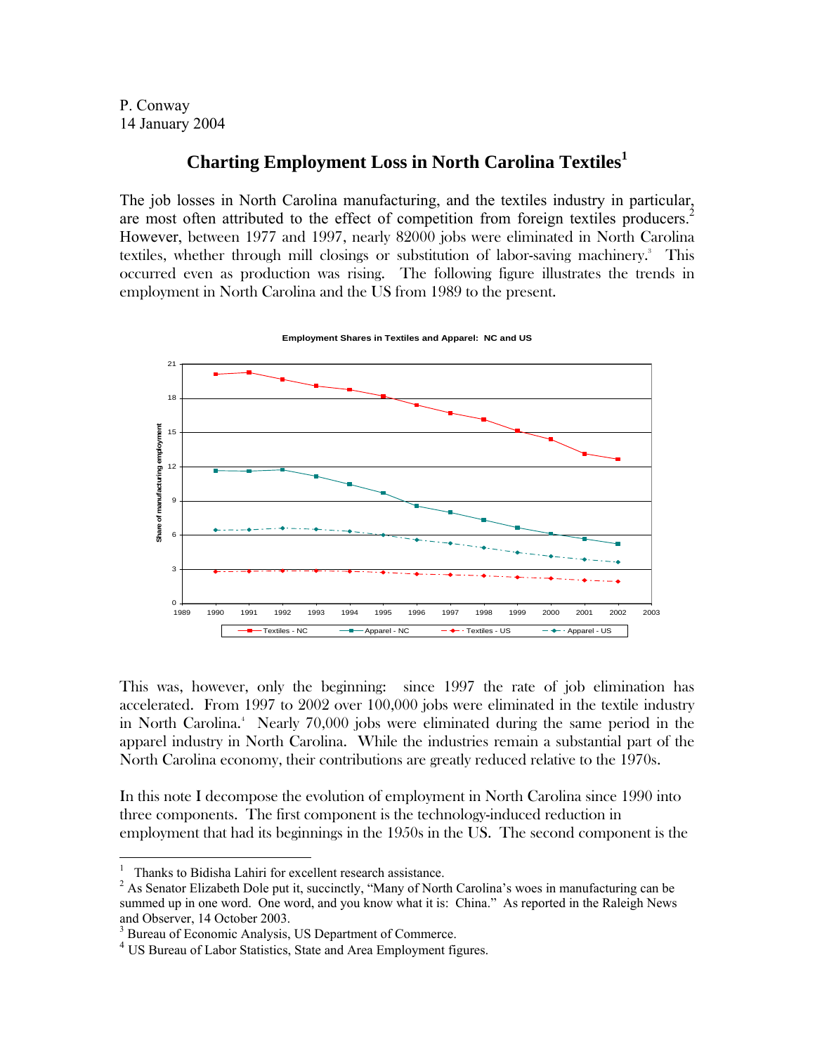P. Conway
14 January 2004

# Charting Employment Loss in North Carolina Textiles[1]

The job losses in North Carolina manufacturing, and the textiles industry in particular, are most often attributed to the effect of competition from foreign textiles producers.[2] However, between 1977 and 1997, nearly 82000 jobs were eliminated in North Carolina textiles, whether through mill closings or substitution of labor-saving machinery.[3] This occurred even as production was rising. The following figure illustrates the trends in employment in North Carolina and the US from 1989 to the present.

This was, however, only the beginning: since 1997 the rate of job elimination has accelerated. From 1997 to 2002 over 100,000 jobs were eliminated in the textile industry in North Carolina.[4] Nearly 70,000 jobs were eliminated during the same period in the apparel industry in North Carolina. While the industries remain a substantial part of the North Carolina economy, their contributions are greatly reduced relative to the 1970s.

In this note I decompose the evolution of employment in North Carolina since 1990 into three components. The first component is the technology-induced reduction in employment that had its beginnings in the 1950s in the US. The second component is the

---

[1] Thanks to Bidisha Lahiri for excellent research assistance.

[2] As Senator Elizabeth Dole put it, succinctly, "Many of North Carolina's woes in manufacturing can be summed up in one word. One word, and you know what it is: China." As reported in the Raleigh News and Observer, 14 October 2003.

[3] Bureau of Economic Analysis, US Department of Commerce.

[4] US Bureau of Labor Statistics, State and Area Employment figures.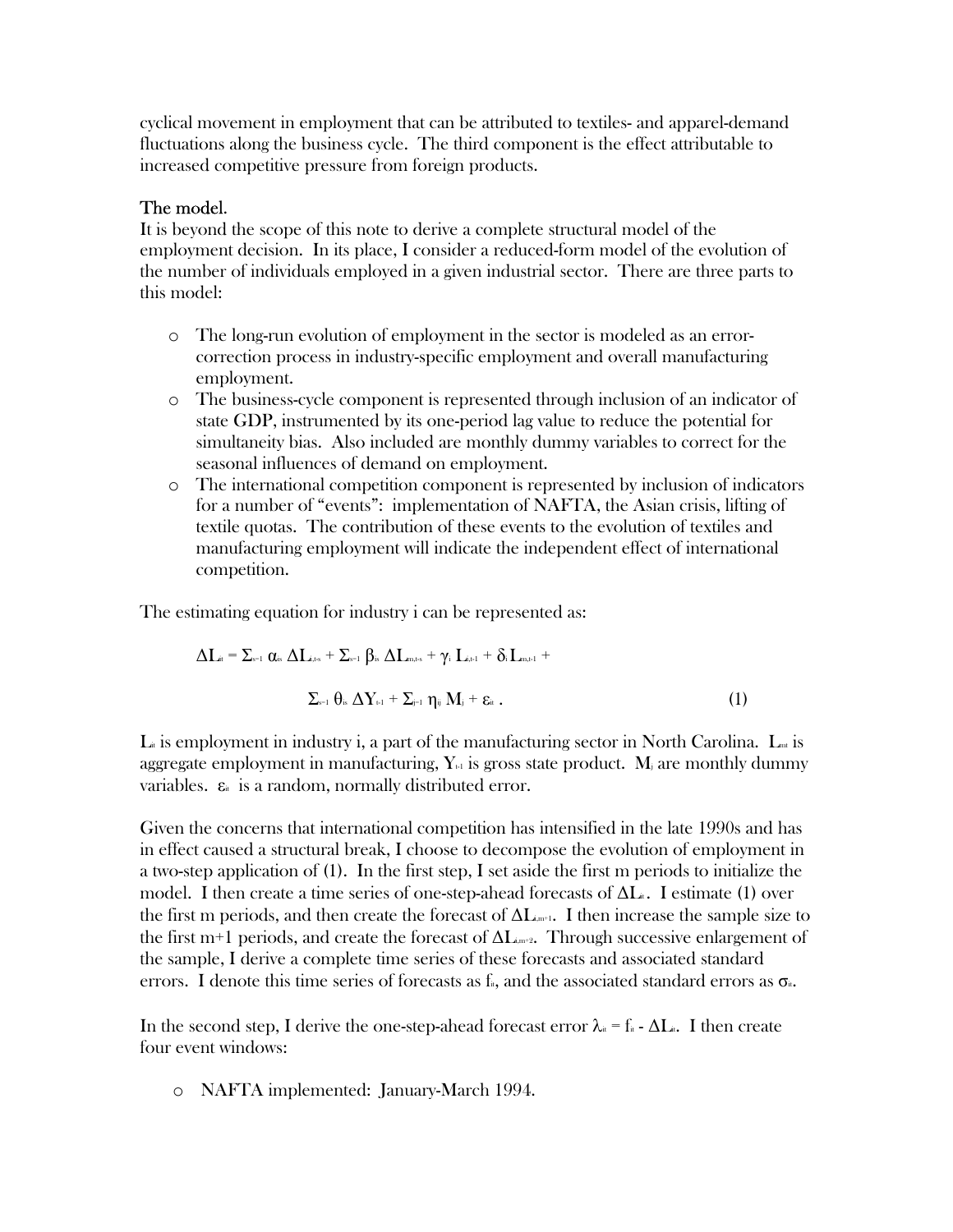cyclical movement in employment that can be attributed to textiles- and apparel-demand fluctuations along the business cycle. The third component is the effect attributable to increased competitive pressure from foreign products.

The model.

It is beyond the scope of this note to derive a complete structural model of the employment decision. In its place, I consider a reduced-form model of the evolution of the number of individuals employed in a given industrial sector. There are three parts to this model:

- The long-run evolution of employment in the sector is modeled as an error-correction process in industry-specific employment and overall manufacturing employment.
- The business-cycle component is represented through inclusion of an indicator of state GDP, instrumented by its one-period lag value to reduce the potential for simultaneity bias. Also included are monthly dummy variables to correct for the seasonal influences of demand on employment.
- The international competition component is represented by inclusion of indicators for a number of "events": implementation of NAFTA, the Asian crisis, lifting of textile quotas. The contribution of these events to the evolution of textiles and manufacturing employment will indicate the independent effect of international competition.

The estimating equation for industry i can be represented as:

$$\Delta L_{it} = \Sigma_{s=1}\, \alpha_{is}\, \Delta L_{i,t-s} + \Sigma_{s=1}\, \beta_{is}\, \Delta L_{m,t-s} + \gamma_i\, L_{i,t-1} + \delta_i\, L_{m,t-1} +$$

$$\Sigma_{s=1}\, \theta_{is}\, \Delta Y_{t-1} + \Sigma_{j=1}\, \eta_{ij}\, M_j + \varepsilon_{it}\, . \qquad (1)$$

$L_{it}$ is employment in industry i, a part of the manufacturing sector in North Carolina. $L_{mt}$ is aggregate employment in manufacturing, $Y_{t-1}$ is gross state product. $M_j$ are monthly dummy variables. $\varepsilon_{it}$ is a random, normally distributed error.

Given the concerns that international competition has intensified in the late 1990s and has in effect caused a structural break, I choose to decompose the evolution of employment in a two-step application of (1). In the first step, I set aside the first m periods to initialize the model. I then create a time series of one-step-ahead forecasts of $\Delta L_{it}$. I estimate (1) over the first m periods, and then create the forecast of $\Delta L_{i,m+1}$. I then increase the sample size to the first m+1 periods, and create the forecast of $\Delta L_{i,m+2}$. Through successive enlargement of the sample, I derive a complete time series of these forecasts and associated standard errors. I denote this time series of forecasts as $f_{it}$, and the associated standard errors as $\sigma_{it}$.

In the second step, I derive the one-step-ahead forecast error $\lambda_{it} = f_{it} - \Delta L_{it}$. I then create four event windows:

- NAFTA implemented: January-March 1994.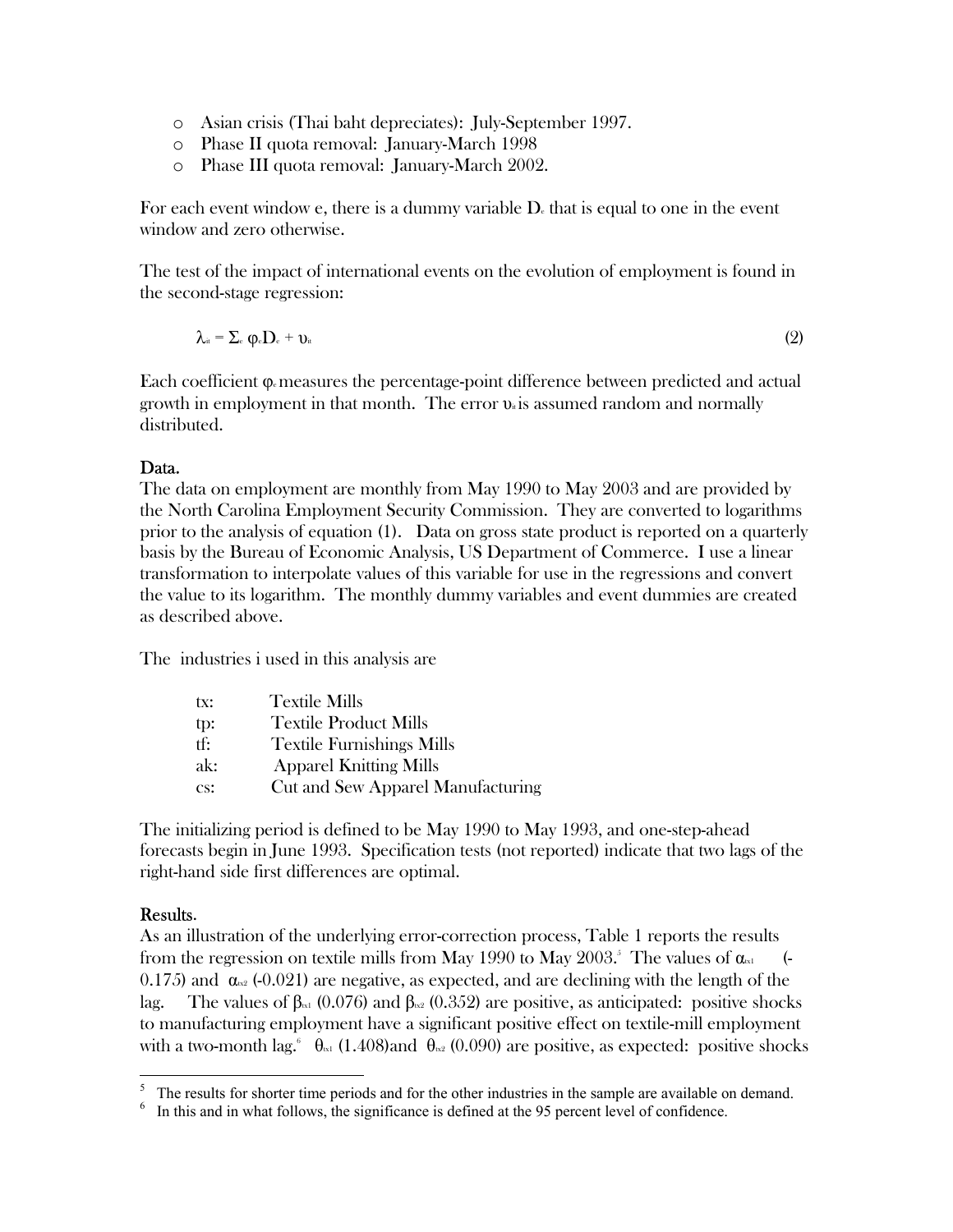- Asian crisis (Thai baht depreciates): July-September 1997.
- Phase II quota removal: January-March 1998
- Phase III quota removal: January-March 2002.

For each event window e, there is a dummy variable $D_e$ that is equal to one in the event window and zero otherwise.

The test of the impact of international events on the evolution of employment is found in the second-stage regression:

$$\lambda_{it} = \Sigma_e \varphi_e D_e + \upsilon_{it} \tag{2}$$

Each coefficient $\varphi_e$ measures the percentage-point difference between predicted and actual growth in employment in that month. The error $\upsilon_{it}$ is assumed random and normally distributed.

## Data.

The data on employment are monthly from May 1990 to May 2003 and are provided by the North Carolina Employment Security Commission. They are converted to logarithms prior to the analysis of equation (1). Data on gross state product is reported on a quarterly basis by the Bureau of Economic Analysis, US Department of Commerce. I use a linear transformation to interpolate values of this variable for use in the regressions and convert the value to its logarithm. The monthly dummy variables and event dummies are created as described above.

The industries i used in this analysis are

| | |
|---|---|
| tx: | Textile Mills |
| tp: | Textile Product Mills |
| tf: | Textile Furnishings Mills |
| ak: | Apparel Knitting Mills |
| cs: | Cut and Sew Apparel Manufacturing |

The initializing period is defined to be May 1990 to May 1993, and one-step-ahead forecasts begin in June 1993. Specification tests (not reported) indicate that two lags of the right-hand side first differences are optimal.

## Results.

As an illustration of the underlying error-correction process, Table 1 reports the results from the regression on textile mills from May 1990 to May 2003.[5] The values of $\alpha_{tx1}$ (-0.175) and $\alpha_{tx2}$ (-0.021) are negative, as expected, and are declining with the length of the lag. The values of $\beta_{tx1}$ (0.076) and $\beta_{tx2}$ (0.352) are positive, as anticipated: positive shocks to manufacturing employment have a significant positive effect on textile-mill employment with a two-month lag.[6] $\theta_{tx1}$ (1.408) and $\theta_{tx2}$ (0.090) are positive, as expected: positive shocks

---

[5] The results for shorter time periods and for the other industries in the sample are available on demand.

[6] In this and in what follows, the significance is defined at the 95 percent level of confidence.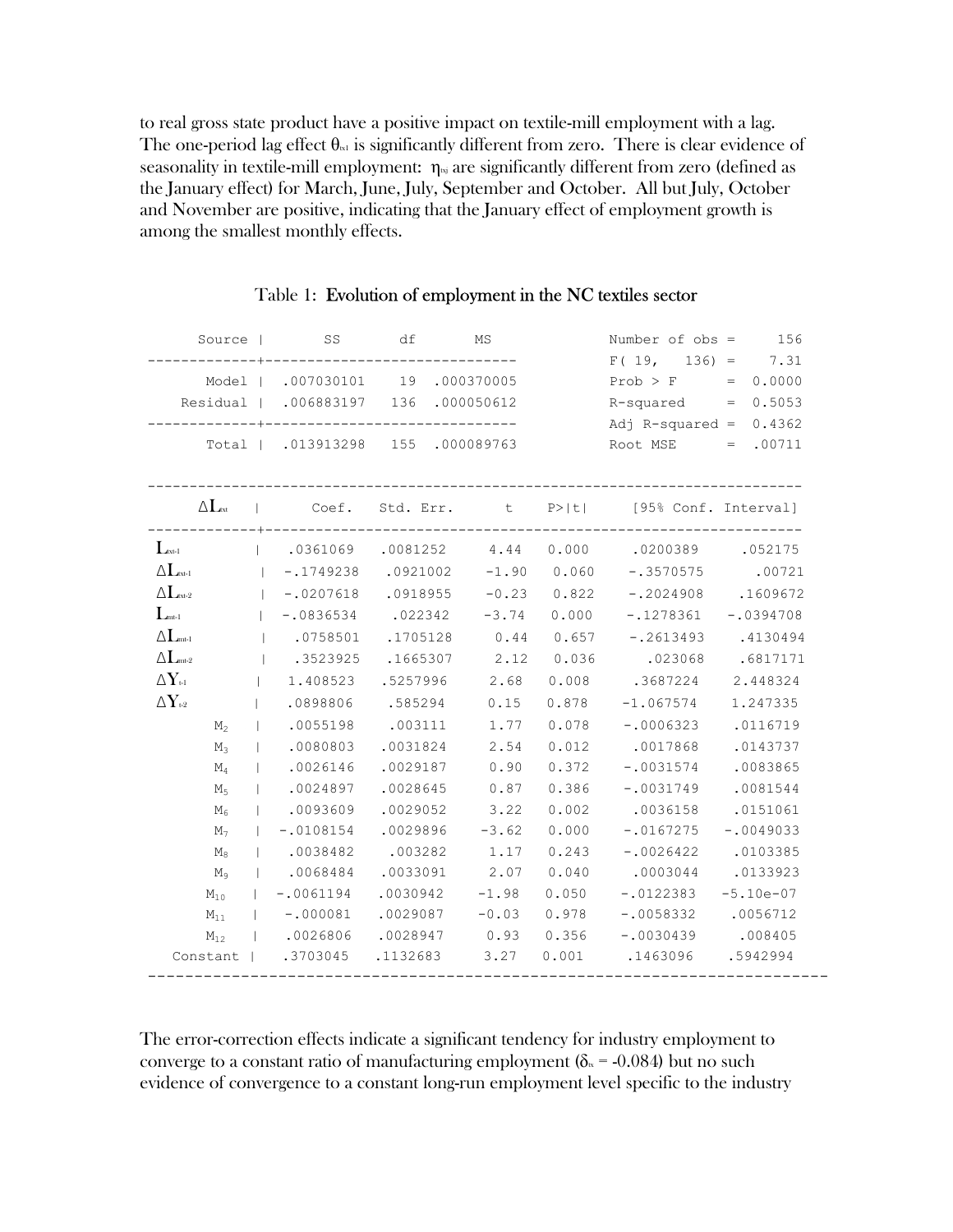to real gross state product have a positive impact on textile-mill employment with a lag. The one-period lag effect $\theta_{tx1}$ is significantly different from zero. There is clear evidence of seasonality in textile-mill employment: $\eta_{txj}$ are significantly different from zero (defined as the January effect) for March, June, July, September and October. All but July, October and November are positive, indicating that the January effect of employment growth is among the smallest monthly effects.

Table 1: **Evolution of employment in the NC textiles sector**

| Source | SS | df | MS |
|---|---|---|---|
| Model | .007030101 | 19 | .000370005 |
| Residual | .006883197 | 136 | .000050612 |
| Total | .013913298 | 155 | .000089763 |

| Statistic | Value |
|---|---|
| Number of obs | 156 |
| F( 19, 136) | 7.31 |
| Prob > F | 0.0000 |
| R-squared | 0.5053 |
| Adj R-squared | 0.4362 |
| Root MSE | .00711 |

| $\Delta L_{txt}$ | Coef. | Std. Err. | t | P>\|t\| | [95% Conf. Interval] | |
|---|---|---|---|---|---|---|
| $L_{txt-1}$ | .0361069 | .0081252 | 4.44 | 0.000 | .0200389 | .052175 |
| $\Delta L_{txt-1}$ | -.1749238 | .0921002 | -1.90 | 0.060 | -.3570575 | .00721 |
| $\Delta L_{txt-2}$ | -.0207618 | .0918955 | -0.23 | 0.822 | -.2024908 | .1609672 |
| $L_{mt-1}$ | -.0836534 | .022342 | -3.74 | 0.000 | -.1278361 | -.0394708 |
| $\Delta L_{mt-1}$ | .0758501 | .1705128 | 0.44 | 0.657 | -.2613493 | .4130494 |
| $\Delta L_{mt-2}$ | .3523925 | .1665307 | 2.12 | 0.036 | .023068 | .6817171 |
| $\Delta Y_{t-1}$ | 1.408523 | .5257996 | 2.68 | 0.008 | .3687224 | 2.448324 |
| $\Delta Y_{t-2}$ | .0898806 | .585294 | 0.15 | 0.878 | -1.067574 | 1.247335 |
| $M_2$ | .0055198 | .003111 | 1.77 | 0.078 | -.0006323 | .0116719 |
| $M_3$ | .0080803 | .0031824 | 2.54 | 0.012 | .0017868 | .0143737 |
| $M_4$ | .0026146 | .0029187 | 0.90 | 0.372 | -.0031574 | .0083865 |
| $M_5$ | .0024897 | .0028645 | 0.87 | 0.386 | -.0031749 | .0081544 |
| $M_6$ | .0093609 | .0029052 | 3.22 | 0.002 | .0036158 | .0151061 |
| $M_7$ | -.0108154 | .0029896 | -3.62 | 0.000 | -.0167275 | -.0049033 |
| $M_8$ | .0038482 | .003282 | 1.17 | 0.243 | -.0026422 | .0103385 |
| $M_9$ | .0068484 | .0033091 | 2.07 | 0.040 | .0003044 | .0133923 |
| $M_{10}$ | -.0061194 | .0030942 | -1.98 | 0.050 | -.0122383 | -5.10e-07 |
| $M_{11}$ | -.000081 | .0029087 | -0.03 | 0.978 | -.0058332 | .0056712 |
| $M_{12}$ | .0026806 | .0028947 | 0.93 | 0.356 | -.0030439 | .008405 |
| Constant | .3703045 | .1132683 | 3.27 | 0.001 | .1463096 | .5942994 |

The error-correction effects indicate a significant tendency for industry employment to converge to a constant ratio of manufacturing employment ($\delta_{tx}$ = -0.084) but no such evidence of convergence to a constant long-run employment level specific to the industry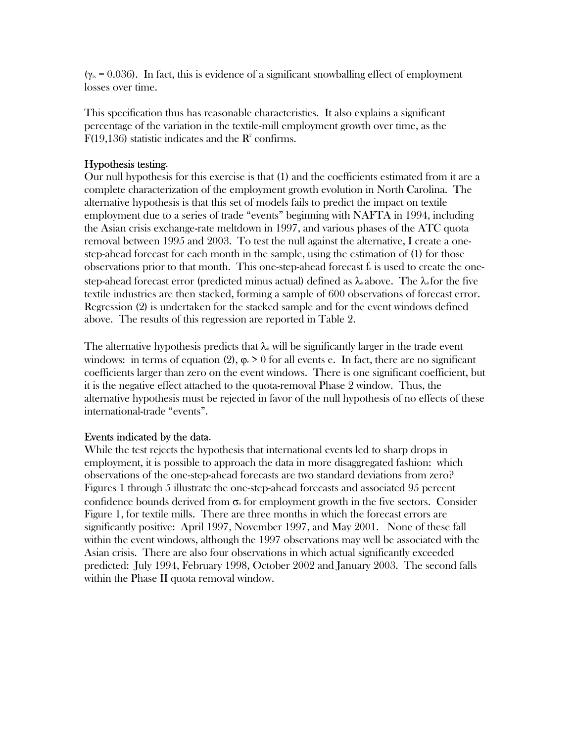($\gamma_{tx} = 0.036$). In fact, this is evidence of a significant snowballing effect of employment losses over time.

This specification thus has reasonable characteristics. It also explains a significant percentage of the variation in the textile-mill employment growth over time, as the $F(19,136)$ statistic indicates and the $R^2$ confirms.

Hypothesis testing.

Our null hypothesis for this exercise is that (1) and the coefficients estimated from it are a complete characterization of the employment growth evolution in North Carolina. The alternative hypothesis is that this set of models fails to predict the impact on textile employment due to a series of trade "events" beginning with NAFTA in 1994, including the Asian crisis exchange-rate meltdown in 1997, and various phases of the ATC quota removal between 1995 and 2003. To test the null against the alternative, I create a one-step-ahead forecast for each month in the sample, using the estimation of (1) for those observations prior to that month. This one-step-ahead forecast $f_{it}$ is used to create the one-step-ahead forecast error (predicted minus actual) defined as $\lambda_{it}$ above. The $\lambda_{it}$ for the five textile industries are then stacked, forming a sample of 600 observations of forecast error. Regression (2) is undertaken for the stacked sample and for the event windows defined above. The results of this regression are reported in Table 2.

The alternative hypothesis predicts that $\lambda_{it}$ will be significantly larger in the trade event windows: in terms of equation (2), $\varphi_e > 0$ for all events e. In fact, there are no significant coefficients larger than zero on the event windows. There is one significant coefficient, but it is the negative effect attached to the quota-removal Phase 2 window. Thus, the alternative hypothesis must be rejected in favor of the null hypothesis of no effects of these international-trade "events".

Events indicated by the data.

While the test rejects the hypothesis that international events led to sharp drops in employment, it is possible to approach the data in more disaggregated fashion: which observations of the one-step-ahead forecasts are two standard deviations from zero? Figures 1 through 5 illustrate the one-step-ahead forecasts and associated 95 percent confidence bounds derived from $\sigma_{it}$ for employment growth in the five sectors. Consider Figure 1, for textile mills. There are three months in which the forecast errors are significantly positive: April 1997, November 1997, and May 2001. None of these fall within the event windows, although the 1997 observations may well be associated with the Asian crisis. There are also four observations in which actual significantly exceeded predicted: July 1994, February 1998, October 2002 and January 2003. The second falls within the Phase II quota removal window.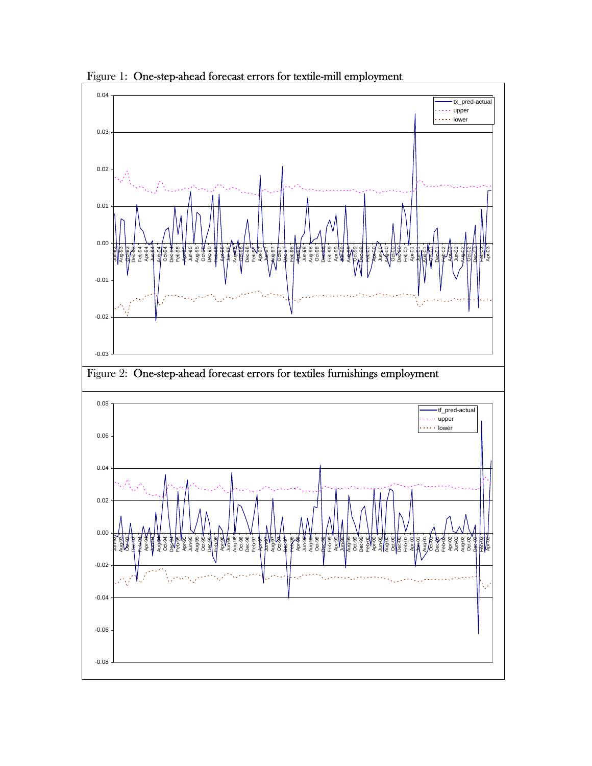Figure 1: One-step-ahead forecast errors for textile-mill employment

Figure 2: One-step-ahead forecast errors for textiles furnishings employment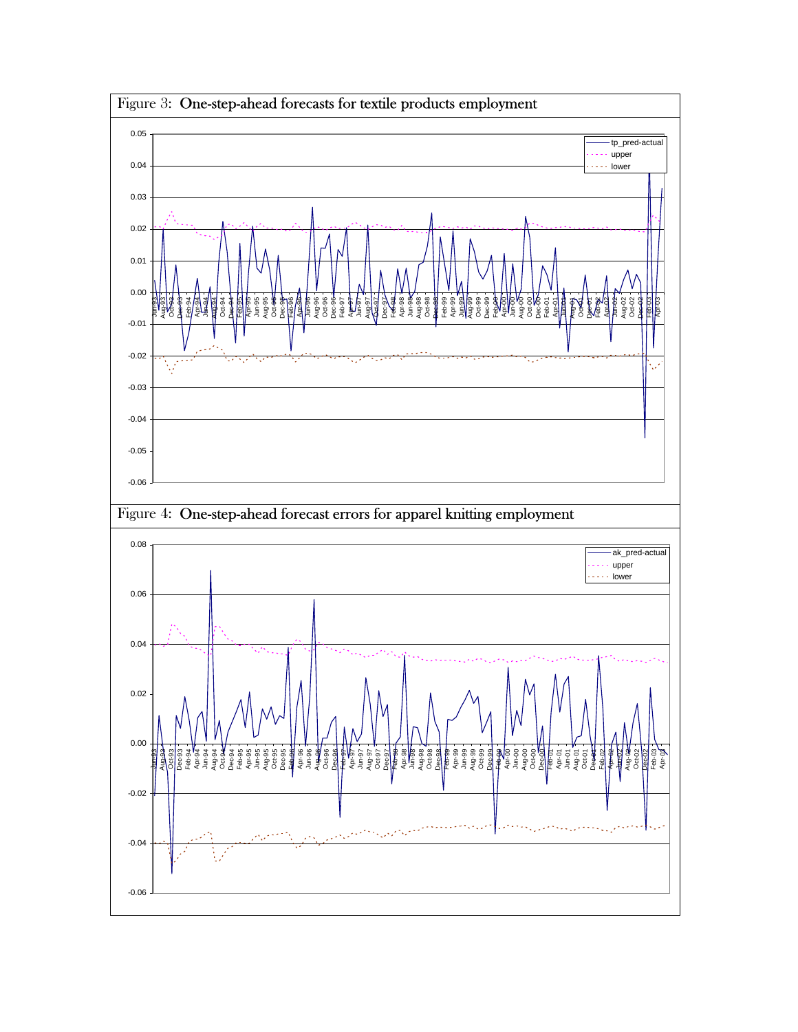Figure 3: One-step-ahead forecasts for textile products employment

Figure 4: One-step-ahead forecast errors for apparel knitting employment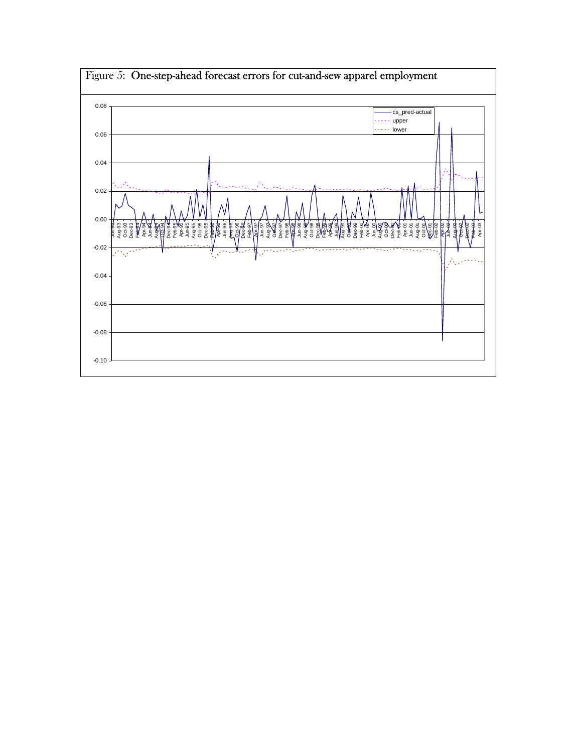Figure 5: One-step-ahead forecast errors for cut-and-sew apparel employment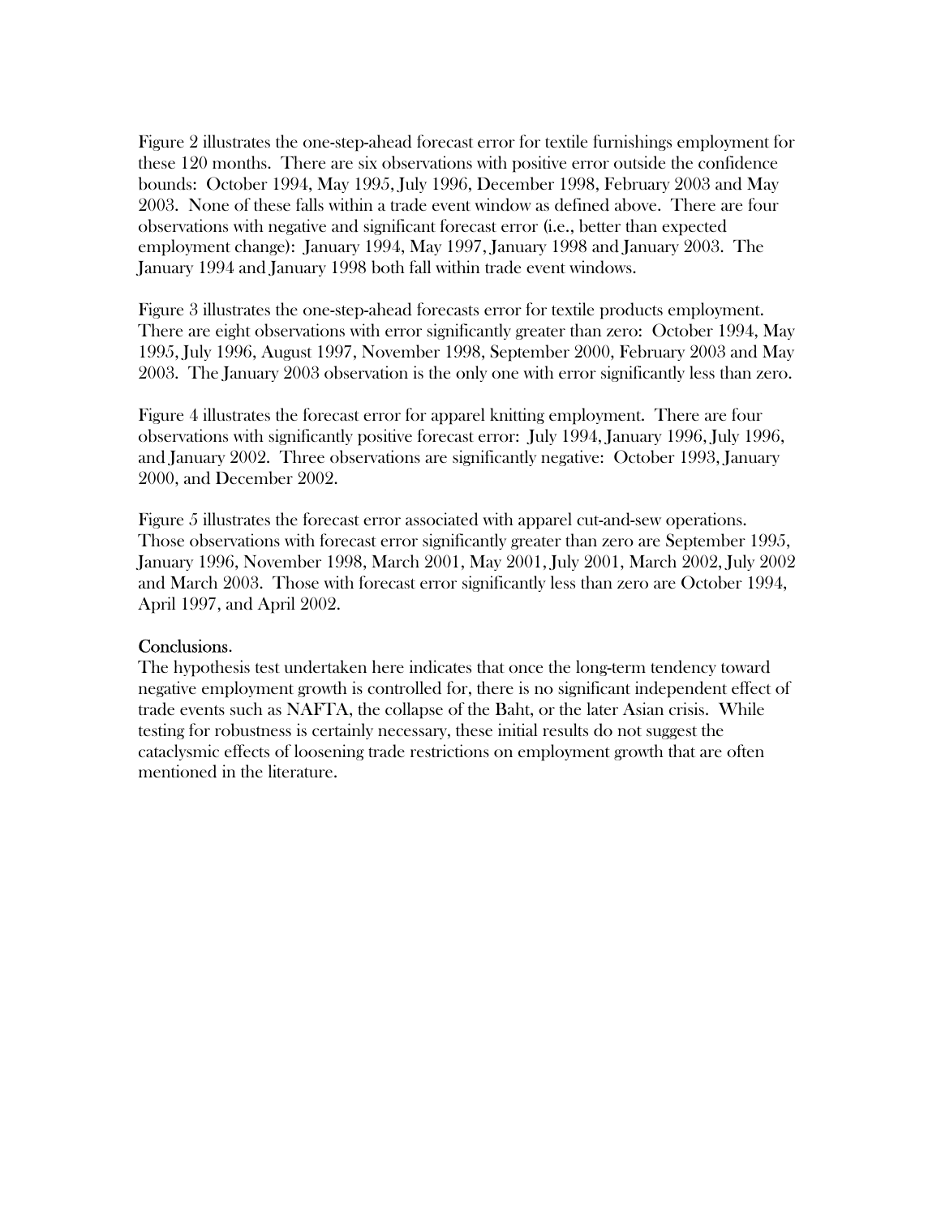Figure 2 illustrates the one-step-ahead forecast error for textile furnishings employment for these 120 months. There are six observations with positive error outside the confidence bounds: October 1994, May 1995, July 1996, December 1998, February 2003 and May 2003. None of these falls within a trade event window as defined above. There are four observations with negative and significant forecast error (i.e., better than expected employment change): January 1994, May 1997, January 1998 and January 2003. The January 1994 and January 1998 both fall within trade event windows.

Figure 3 illustrates the one-step-ahead forecasts error for textile products employment. There are eight observations with error significantly greater than zero: October 1994, May 1995, July 1996, August 1997, November 1998, September 2000, February 2003 and May 2003. The January 2003 observation is the only one with error significantly less than zero.

Figure 4 illustrates the forecast error for apparel knitting employment. There are four observations with significantly positive forecast error: July 1994, January 1996, July 1996, and January 2002. Three observations are significantly negative: October 1993, January 2000, and December 2002.

Figure 5 illustrates the forecast error associated with apparel cut-and-sew operations. Those observations with forecast error significantly greater than zero are September 1995, January 1996, November 1998, March 2001, May 2001, July 2001, March 2002, July 2002 and March 2003. Those with forecast error significantly less than zero are October 1994, April 1997, and April 2002.

## Conclusions.

The hypothesis test undertaken here indicates that once the long-term tendency toward negative employment growth is controlled for, there is no significant independent effect of trade events such as NAFTA, the collapse of the Baht, or the later Asian crisis. While testing for robustness is certainly necessary, these initial results do not suggest the cataclysmic effects of loosening trade restrictions on employment growth that are often mentioned in the literature.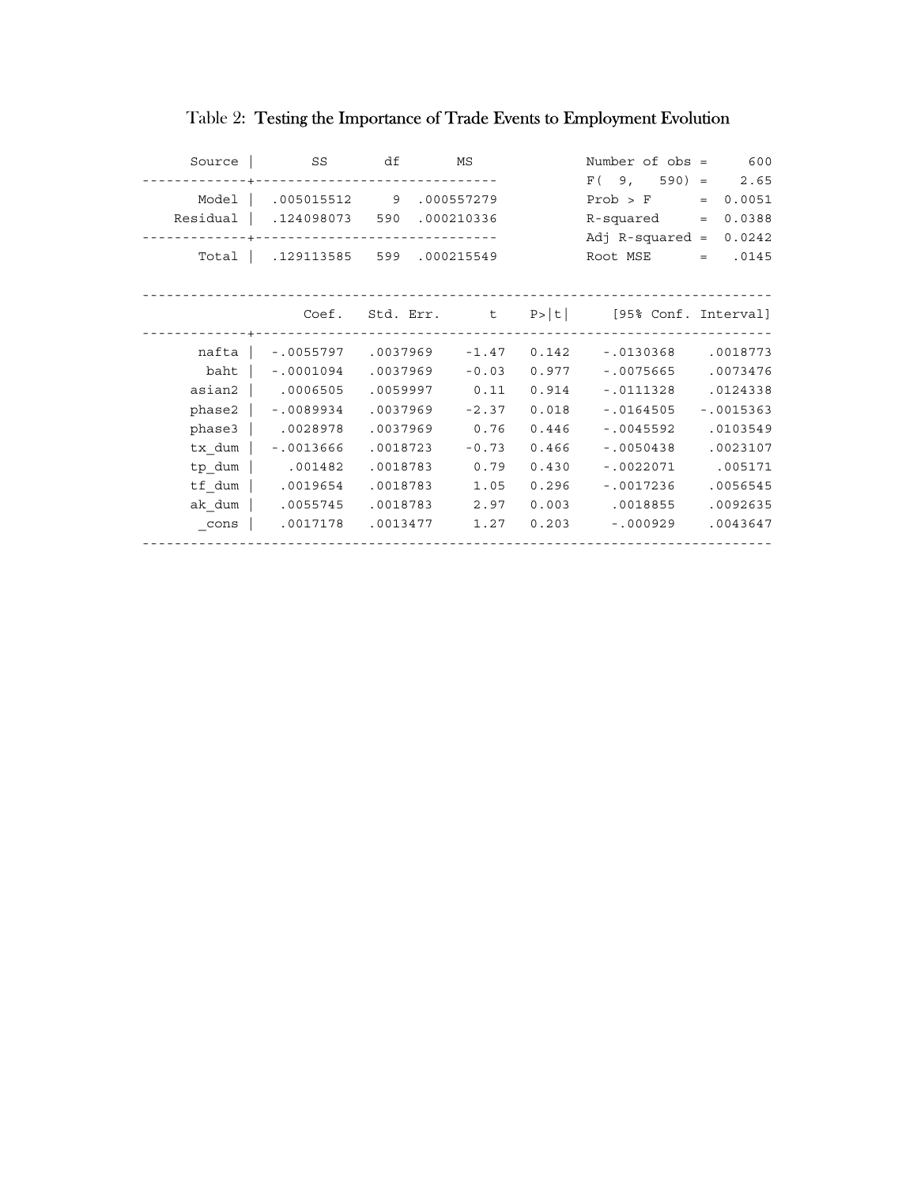## Table 2: Testing the Importance of Trade Events to Employment Evolution

| Source | SS | df | MS |
|---|---|---|---|
| Model | .005015512 | 9 | .000557279 |
| Residual | .124098073 | 590 | .000210336 |
| Total | .129113585 | 599 | .000215549 |

| Statistic | Value |
|---|---|
| Number of obs | 600 |
| F( 9, 590) | 2.65 |
| Prob > F | 0.0051 |
| R-squared | 0.0388 |
| Adj R-squared | 0.0242 |
| Root MSE | .0145 |

| | Coef. | Std. Err. | t | P>\|t\| | [95% Conf. | Interval] |
|---|---|---|---|---|---|---|
| nafta | -.0055797 | .0037969 | -1.47 | 0.142 | -.0130368 | .0018773 |
| baht | -.0001094 | .0037969 | -0.03 | 0.977 | -.0075665 | .0073476 |
| asian2 | .0006505 | .0059997 | 0.11 | 0.914 | -.0111328 | .0124338 |
| phase2 | -.0089934 | .0037969 | -2.37 | 0.018 | -.0164505 | -.0015363 |
| phase3 | .0028978 | .0037969 | 0.76 | 0.446 | -.0045592 | .0103549 |
| tx_dum | -.0013666 | .0018723 | -0.73 | 0.466 | -.0050438 | .0023107 |
| tp_dum | .001482 | .0018783 | 0.79 | 0.430 | -.0022071 | .005171 |
| tf_dum | .0019654 | .0018783 | 1.05 | 0.296 | -.0017236 | .0056545 |
| ak_dum | .0055745 | .0018783 | 2.97 | 0.003 | .0018855 | .0092635 |
| _cons | .0017178 | .0013477 | 1.27 | 0.203 | -.000929 | .0043647 |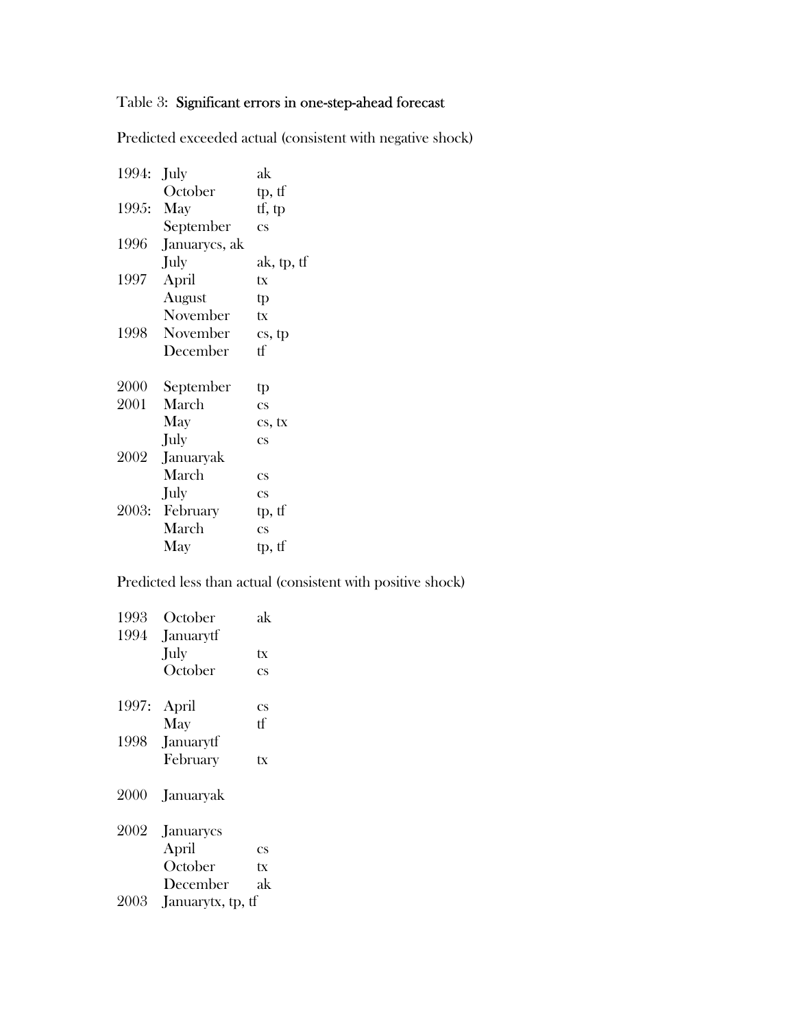Table 3: **Significant errors in one-step-ahead forecast**

Predicted exceeded actual (consistent with negative shock)

| | | |
|---|---|---|
| 1994: | July | ak |
| | October | tp, tf |
| 1995: | May | tf, tp |
| | September | cs |
| 1996 | January | cs, ak |
| | July | ak, tp, tf |
| 1997 | April | tx |
| | August | tp |
| | November | tx |
| 1998 | November | cs, tp |
| | December | tf |
| 2000 | September | tp |
| 2001 | March | cs |
| | May | cs, tx |
| | July | cs |
| 2002 | January | ak |
| | March | cs |
| | July | cs |
| 2003: | February | tp, tf |
| | March | cs |
| | May | tp, tf |

Predicted less than actual (consistent with positive shock)

| | | |
|---|---|---|
| 1993 | October | ak |
| 1994 | January | tf |
| | July | tx |
| | October | cs |
| 1997: | April | cs |
| | May | tf |
| 1998 | January | tf |
| | February | tx |
| 2000 | January | ak |
| 2002 | January | cs |
| | April | cs |
| | October | tx |
| | December | ak |
| 2003 | January | tx, tp, tf |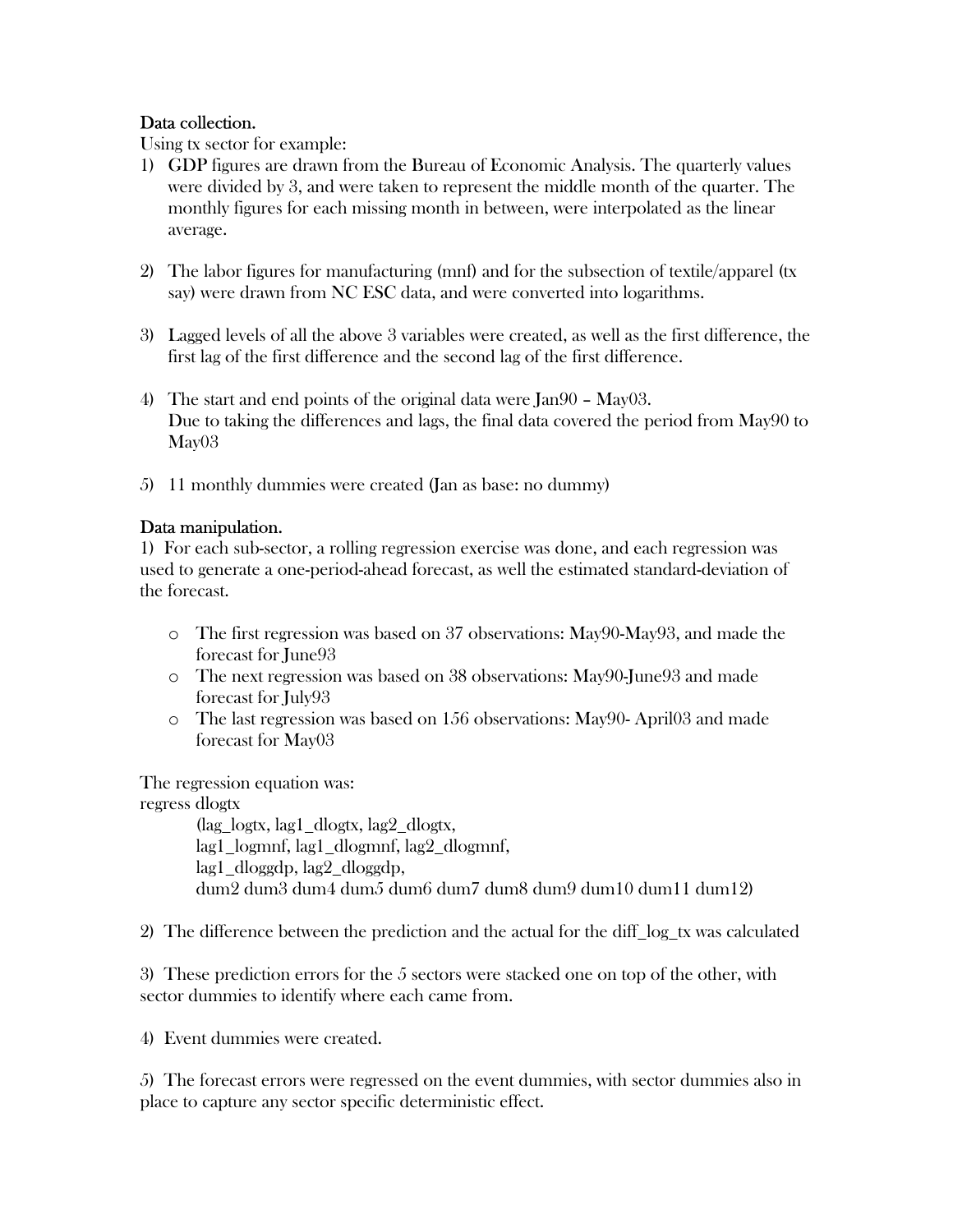Data collection.

Using tx sector for example:

1) GDP figures are drawn from the Bureau of Economic Analysis. The quarterly values were divided by 3, and were taken to represent the middle month of the quarter. The monthly figures for each missing month in between, were interpolated as the linear average.

2) The labor figures for manufacturing (mnf) and for the subsection of textile/apparel (tx say) were drawn from NC ESC data, and were converted into logarithms.

3) Lagged levels of all the above 3 variables were created, as well as the first difference, the first lag of the first difference and the second lag of the first difference.

4) The start and end points of the original data were Jan90 – May03. Due to taking the differences and lags, the final data covered the period from May90 to May03

5) 11 monthly dummies were created (Jan as base: no dummy)

Data manipulation.

1) For each sub-sector, a rolling regression exercise was done, and each regression was used to generate a one-period-ahead forecast, as well the estimated standard-deviation of the forecast.

- The first regression was based on 37 observations: May90-May93, and made the forecast for June93
- The next regression was based on 38 observations: May90-June93 and made forecast for July93
- The last regression was based on 156 observations: May90- April03 and made forecast for May03

The regression equation was:

```
regress dlogtx
        (lag_logtx, lag1_dlogtx, lag2_dlogtx,
        lag1_logmnf, lag1_dlogmnf, lag2_dlogmnf,
        lag1_dloggdp, lag2_dloggdp,
        dum2 dum3 dum4 dum5 dum6 dum7 dum8 dum9 dum10 dum11 dum12)
```

2) The difference between the prediction and the actual for the diff_log_tx was calculated

3) These prediction errors for the 5 sectors were stacked one on top of the other, with sector dummies to identify where each came from.

4) Event dummies were created.

5) The forecast errors were regressed on the event dummies, with sector dummies also in place to capture any sector specific deterministic effect.